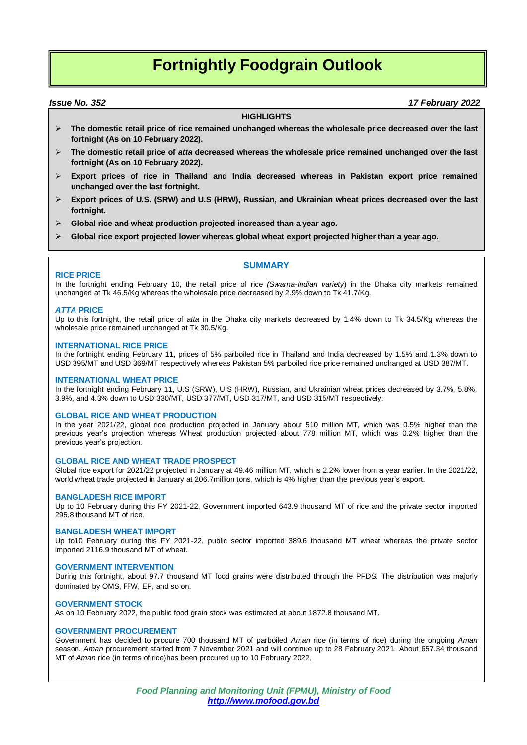# Fortnightly Foodgrain Outlook

***Issue No. 352*** ***17 February 2022***

**HIGHLIGHTS**

- **The domestic retail price of rice remained unchanged whereas the wholesale price decreased over the last fortnight (As on 10 February 2022).**
- **The domestic retail price of *atta* decreased whereas the wholesale price remained unchanged over the last fortnight (As on 10 February 2022).**
- **Export prices of rice in Thailand and India decreased whereas in Pakistan export price remained unchanged over the last fortnight.**
- **Export prices of U.S. (SRW) and U.S (HRW), Russian, and Ukrainian wheat prices decreased over the last fortnight.**
- **Global rice and wheat production projected increased than a year ago.**
- **Global rice export projected lower whereas global wheat export projected higher than a year ago.**

## SUMMARY

### RICE PRICE

In the fortnight ending February 10, the retail price of rice *(Swarna-Indian variety*) in the Dhaka city markets remained unchanged at Tk 46.5/Kg whereas the wholesale price decreased by 2.9% down to Tk 41.7/Kg.

### *ATTA* PRICE

Up to this fortnight, the retail price of *atta* in the Dhaka city markets decreased by 1.4% down to Tk 34.5/Kg whereas the wholesale price remained unchanged at Tk 30.5/Kg.

### INTERNATIONAL RICE PRICE

In the fortnight ending February 11, prices of 5% parboiled rice in Thailand and India decreased by 1.5% and 1.3% down to USD 395/MT and USD 369/MT respectively whereas Pakistan 5% parboiled rice price remained unchanged at USD 387/MT.

### INTERNATIONAL WHEAT PRICE

In the fortnight ending February 11, U.S (SRW), U.S (HRW), Russian, and Ukrainian wheat prices decreased by 3.7%, 5.8%, 3.9%, and 4.3% down to USD 330/MT, USD 377/MT, USD 317/MT, and USD 315/MT respectively.

### GLOBAL RICE AND WHEAT PRODUCTION

In the year 2021/22, global rice production projected in January about 510 million MT, which was 0.5% higher than the previous year's projection whereas Wheat production projected about 778 million MT, which was 0.2% higher than the previous year's projection.

### GLOBAL RICE AND WHEAT TRADE PROSPECT

Global rice export for 2021/22 projected in January at 49.46 million MT, which is 2.2% lower from a year earlier. In the 2021/22, world wheat trade projected in January at 206.7million tons, which is 4% higher than the previous year's export.

### BANGLADESH RICE IMPORT

Up to 10 February during this FY 2021-22, Government imported 643.9 thousand MT of rice and the private sector imported 295.8 thousand MT of rice.

### BANGLADESH WHEAT IMPORT

Up to10 February during this FY 2021-22, public sector imported 389.6 thousand MT wheat whereas the private sector imported 2116.9 thousand MT of wheat.

### GOVERNMENT INTERVENTION

During this fortnight, about 97.7 thousand MT food grains were distributed through the PFDS. The distribution was majorly dominated by OMS, FFW, EP, and so on.

### GOVERNMENT STOCK

As on 10 February 2022, the public food grain stock was estimated at about 1872.8 thousand MT.

### GOVERNMENT PROCUREMENT

Government has decided to procure 700 thousand MT of parboiled *Aman* rice (in terms of rice) during the ongoing *Aman* season. *Aman* procurement started from 7 November 2021 and will continue up to 28 February 2021. About 657.34 thousand MT of *Aman* rice (in terms of rice)has been procured up to 10 February 2022.

*Food Planning and Monitoring Unit (FPMU), Ministry of Food*
*http://www.mofood.gov.bd*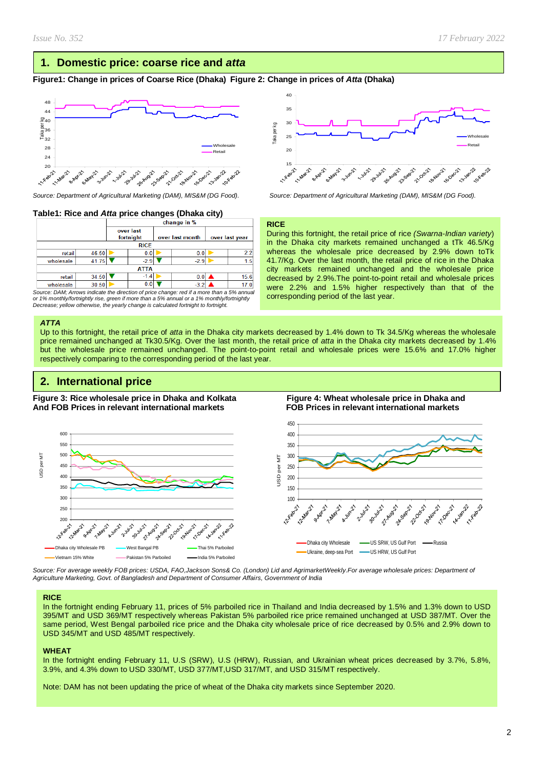## 1. Domestic price: coarse rice and *atta*

**Figure1: Change in prices of Coarse Rice (Dhaka) Figure 2: Change in prices of *Atta* (Dhaka)**

*Source: Department of Agricultural Marketing (DAM), MIS&M (DG Food).*

*Source: Department of Agricultural Marketing (DAM), MIS&M (DG Food).*

**Table1: Rice and *Atta* price changes (Dhaka city)**

| | | change in % | | |
|---|---|---|---|---|
| | | over last fortnight | over last month | over last year |
| **RICE** | | | | |
| retail | 46.50 | 0.0 | 0.0 | 2.2 |
| wholesale | 41.75 | -2.9 | -2.9 | 1.5 |
| **ATTA** | | | | |
| retail | 34.50 | -1.4 | 0.0 | 15.6 |
| wholesale | 30.50 | 0.0 | -3.2 | 17.0 |

*Source: DAM; Arrows indicate the direction of price change: red if a more than a 5% annual or 1% monthly/fortnightly rise, green if more than a 5% annual or a 1% monthly/fortnightly Decrease; yellow otherwise, the yearly change is calculated fortnight to fortnight.*

**RICE**

During this fortnight, the retail price of rice *(Swarna-Indian variety)* in the Dhaka city markets remained unchanged a tTk 46.5/Kg whereas the wholesale price decreased by 2.9% down toTk 41.7/Kg. Over the last month, the retail price of rice in the Dhaka city markets remained unchanged and the wholesale price decreased by 2.9%.The point-to-point retail and wholesale prices were 2.2% and 1.5% higher respectively than that of the corresponding period of the last year.

***ATTA***

Up to this fortnight, the retail price of *atta* in the Dhaka city markets decreased by 1.4% down to Tk 34.5/Kg whereas the wholesale price remained unchanged at Tk30.5/Kg. Over the last month, the retail price of *atta* in the Dhaka city markets decreased by 1.4% but the wholesale price remained unchanged. The point-to-point retail and wholesale prices were 15.6% and 17.0% higher respectively comparing to the corresponding period of the last year.

## 2. International price

**Figure 3: Rice wholesale price in Dhaka and Kolkata And FOB Prices in relevant international markets**

**Figure 4: Wheat wholesale price in Dhaka and FOB Prices in relevant international markets**

*Source: For average weekly FOB prices: USDA, FAO,Jackson Sons& Co. (London) Lid and AgrimarketWeekly.For average wholesale prices: Department of Agriculture Marketing, Govt. of Bangladesh and Department of Consumer Affairs, Government of India*

**RICE**

In the fortnight ending February 11, prices of 5% parboiled rice in Thailand and India decreased by 1.5% and 1.3% down to USD 395/MT and USD 369/MT respectively whereas Pakistan 5% parboiled rice price remained unchanged at USD 387/MT. Over the same period, West Bengal parboiled rice price and the Dhaka city wholesale price of rice decreased by 0.5% and 2.9% down to USD 345/MT and USD 485/MT respectively.

**WHEAT**

In the fortnight ending February 11, U.S (SRW), U.S (HRW), Russian, and Ukrainian wheat prices decreased by 3.7%, 5.8%, 3.9%, and 4.3% down to USD 330/MT, USD 377/MT,USD 317/MT, and USD 315/MT respectively.

Note: DAM has not been updating the price of wheat of the Dhaka city markets since September 2020.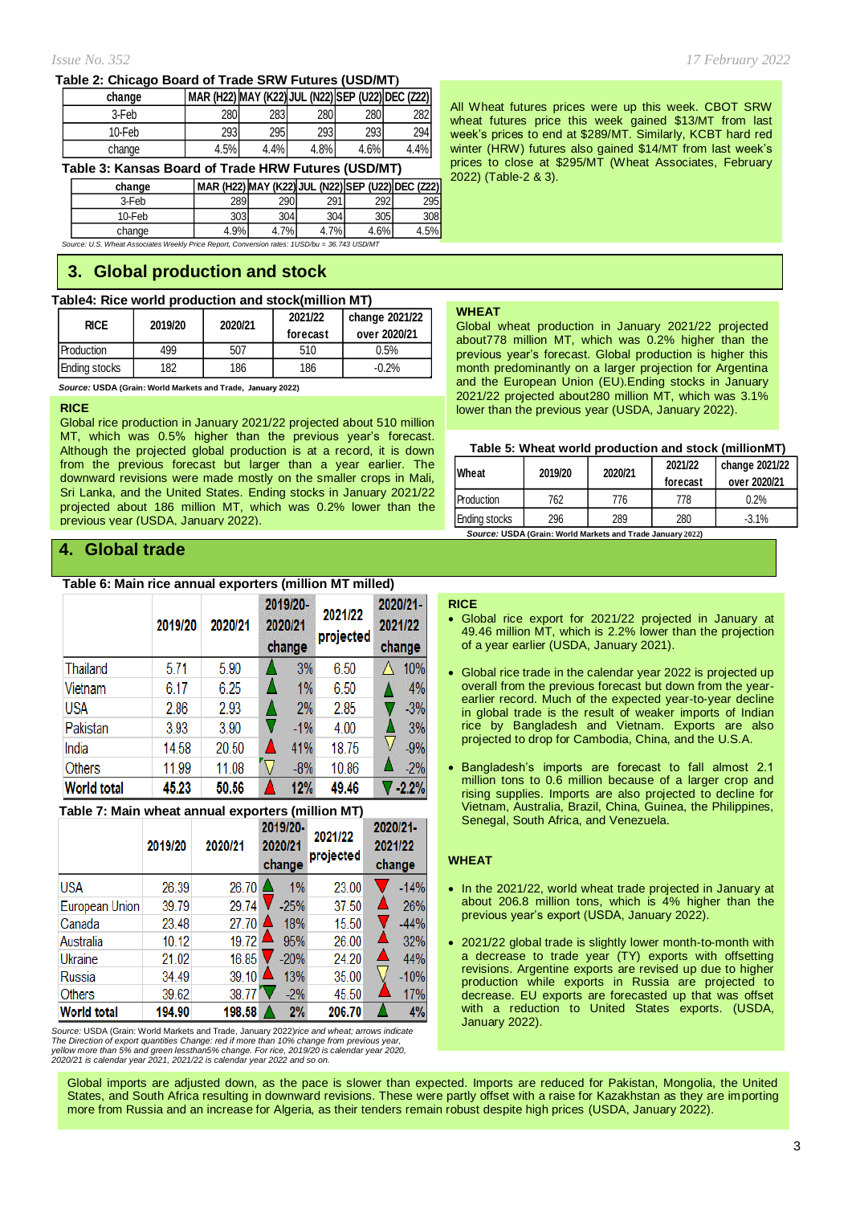**Table 2: Chicago Board of Trade SRW Futures (USD/MT)**

| change | MAR (H22) | MAY (K22) | JUL (N22) | SEP (U22) | DEC (Z22) |
|---|---|---|---|---|---|
| 3-Feb | 280 | 283 | 280 | 280 | 282 |
| 10-Feb | 293 | 295 | 293 | 293 | 294 |
| change | 4.5% | 4.4% | 4.8% | 4.6% | 4.4% |

**Table 3: Kansas Board of Trade HRW Futures (USD/MT)**

| change | MAR (H22) | MAY (K22) | JUL (N22) | SEP (U22) | DEC (Z22) |
|---|---|---|---|---|---|
| 3-Feb | 289 | 290 | 291 | 292 | 295 |
| 10-Feb | 303 | 304 | 304 | 305 | 308 |
| change | 4.9% | 4.7% | 4.7% | 4.6% | 4.5% |

*Source: U.S. Wheat Associates Weekly Price Report, Conversion rates: 1USD/bu = 36.743 USD/MT*

All Wheat futures prices were up this week. CBOT SRW wheat futures price this week gained $13/MT from last week's prices to end at $289/MT. Similarly, KCBT hard red winter (HRW) futures also gained $14/MT from last week's prices to close at $295/MT (Wheat Associates, February 2022) (Table-2 & 3).

## 3. Global production and stock

**Table4: Rice world production and stock(million MT)**

| RICE | 2019/20 | 2020/21 | 2021/22 forecast | change 2021/22 over 2020/21 |
|---|---|---|---|---|
| Production | 499 | 507 | 510 | 0.5% |
| Ending stocks | 182 | 186 | 186 | -0.2% |

***Source:*** **USDA (Grain: World Markets and Trade, January 2022)**

**RICE**

Global rice production in January 2021/22 projected about 510 million MT, which was 0.5% higher than the previous year's forecast. Although the projected global production is at a record, it is down from the previous forecast but larger than a year earlier. The downward revisions were made mostly on the smaller crops in Mali, Sri Lanka, and the United States. Ending stocks in January 2021/22 projected about 186 million MT, which was 0.2% lower than the previous year (USDA, January 2022).

**WHEAT**

Global wheat production in January 2021/22 projected about778 million MT, which was 0.2% higher than the previous year's forecast. Global production is higher this month predominantly on a larger projection for Argentina and the European Union (EU).Ending stocks in January 2021/22 projected about280 million MT, which was 3.1% lower than the previous year (USDA, January 2022).

**Table 5: Wheat world production and stock (millionMT)**

| Wheat | 2019/20 | 2020/21 | 2021/22 forecast | change 2021/22 over 2020/21 |
|---|---|---|---|---|
| Production | 762 | 776 | 778 | 0.2% |
| Ending stocks | 296 | 289 | 280 | -3.1% |

***Source:*** **USDA (Grain: World Markets and Trade January 2022)**

## 4. Global trade

**Table 6: Main rice annual exporters (million MT milled)**

| | 2019/20 | 2020/21 | 2019/20-2020/21 change | 2021/22 projected | 2020/21-2021/22 change |
|---|---|---|---|---|---|
| Thailand | 5.71 | 5.90 | 3% | 6.50 | 10% |
| Vietnam | 6.17 | 6.25 | 1% | 6.50 | 4% |
| USA | 2.86 | 2.93 | 2% | 2.85 | -3% |
| Pakistan | 3.93 | 3.90 | -1% | 4.00 | 3% |
| India | 14.58 | 20.50 | 41% | 18.75 | -9% |
| Others | 11.99 | 11.08 | -8% | 10.86 | -2% |
| **World total** | **45.23** | **50.56** | **12%** | **49.46** | **-2.2%** |

**Table 7: Main wheat annual exporters (million MT)**

| | 2019/20 | 2020/21 | 2019/20-2020/21 change | 2021/22 projected | 2020/21-2021/22 change |
|---|---|---|---|---|---|
| USA | 26.39 | 26.70 | 1% | 23.00 | -14% |
| European Union | 39.79 | 29.74 | -25% | 37.50 | 26% |
| Canada | 23.48 | 27.70 | 18% | 15.50 | -44% |
| Australia | 10.12 | 19.72 | 95% | 26.00 | 32% |
| Ukraine | 21.02 | 16.85 | -20% | 24.20 | 44% |
| Russia | 34.49 | 39.10 | 13% | 35.00 | -10% |
| Others | 39.62 | 38.77 | -2% | 45.50 | 17% |
| **World total** | **194.90** | **198.58** | **2%** | **206.70** | **4%** |

*Source:* USDA (Grain: World Markets and Trade, January 2022)*rice and wheat; arrows indicate The Direction of export quantities Change: red if more than 10% change from previous year, yellow more than 5% and green lessthan5% change. For rice, 2019/20 is calendar year 2020, 2020/21 is calendar year 2021, 2021/22 is calendar year 2022 and so on.*

**RICE**

- Global rice export for 2021/22 projected in January at 49.46 million MT, which is 2.2% lower than the projection of a year earlier (USDA, January 2021).
- Global rice trade in the calendar year 2022 is projected up overall from the previous forecast but down from the year-earlier record. Much of the expected year-to-year decline in global trade is the result of weaker imports of Indian rice by Bangladesh and Vietnam. Exports are also projected to drop for Cambodia, China, and the U.S.A.
- Bangladesh's imports are forecast to fall almost 2.1 million tons to 0.6 million because of a larger crop and rising supplies. Imports are also projected to decline for Vietnam, Australia, Brazil, China, Guinea, the Philippines, Senegal, South Africa, and Venezuela.

**WHEAT**

- In the 2021/22, world wheat trade projected in January at about 206.8 million tons, which is 4% higher than the previous year's export (USDA, January 2022).
- 2021/22 global trade is slightly lower month-to-month with a decrease to trade year (TY) exports with offsetting revisions. Argentine exports are revised up due to higher production while exports in Russia are projected to decrease. EU exports are forecasted up that was offset with a reduction to United States exports. (USDA, January 2022).

Global imports are adjusted down, as the pace is slower than expected. Imports are reduced for Pakistan, Mongolia, the United States, and South Africa resulting in downward revisions. These were partly offset with a raise for Kazakhstan as they are importing more from Russia and an increase for Algeria, as their tenders remain robust despite high prices (USDA, January 2022).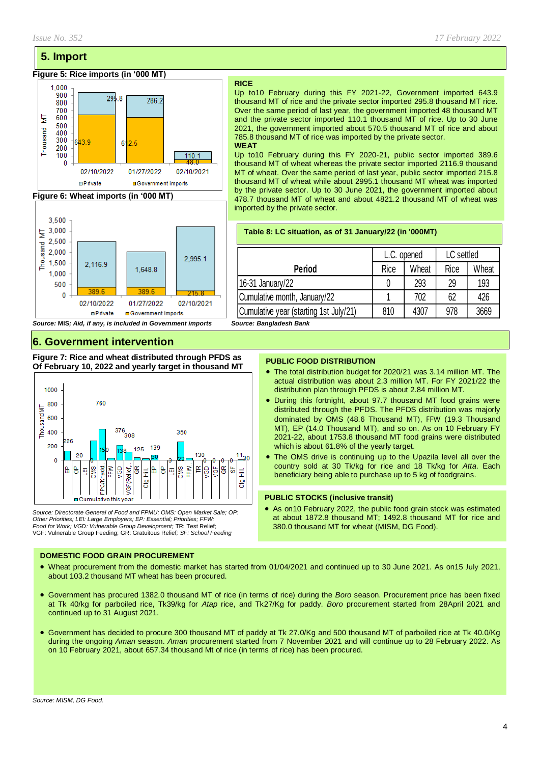## 5. Import

**Figure 5: Rice imports (in '000 MT)**

1,000
900
800
700
600
500
400
300
200
100
0

Thousand MT

295.8
286.2
643.9
612.5
110.1
48.0

02/10/2022
01/27/2022
02/10/2021

Private
Government imports

**Figure 6: Wheat imports (in '000 MT)**

3,500
3,000
2,500
2,000
1,500
1,000
500
0

Thousand MT

2,116.9
1,648.8
2,995.1
389.6
389.6
215.8

02/10/2022
01/27/2022
02/10/2021

Private
Government imports

*Source: MIS; Aid, if any, is included in Government imports*

**RICE**

Up to10 February during this FY 2021-22, Government imported 643.9 thousand MT of rice and the private sector imported 295.8 thousand MT rice. Over the same period of last year, the government imported 48 thousand MT and the private sector imported 110.1 thousand MT of rice. Up to 30 June 2021, the government imported about 570.5 thousand MT of rice and about 785.8 thousand MT of rice was imported by the private sector.

**WEAT**

Up to10 February during this FY 2020-21, public sector imported 389.6 thousand MT of wheat whereas the private sector imported 2116.9 thousand MT of wheat. Over the same period of last year, public sector imported 215.8 thousand MT of wheat while about 2995.1 thousand MT wheat was imported by the private sector. Up to 30 June 2021, the government imported about 478.7 thousand MT of wheat and about 4821.2 thousand MT of wheat was imported by the private sector.

**Table 8: LC situation, as of 31 January/22 (in '000MT)**

| Period | L.C. opened | | LC settled | |
|---|---|---|---|---|
| | Rice | Wheat | Rice | Wheat |
| 16-31 January/22 | 0 | 293 | 29 | 193 |
| Cumulative month, January/22 | 1 | 702 | 62 | 426 |
| Cumulative year (starting 1st July/21) | 810 | 4307 | 978 | 3669 |

*Source: Bangladesh Bank*

## 6. Government intervention

**Figure 7: Rice and wheat distributed through PFDS as Of February 10, 2022 and yearly target in thousand MT**

1000
800
600
400
200
0

Thousand MT

226
20
0
760
150
376
308
130
125
139
50
22
350
130
0
0
0
11
30

EP
OP
LEI
OMS
FPC/Khadd.
FFW
VGD
VGF(Relief..
GR
Ctg. Hill..
EP
OP
LEI
OMS
FFW
TR
VGD
VGF
GR
SF
Ctg. Hill..

Cumulative this year

*Source: Directorate General of Food and FPMU; OMS: Open Market Sale; OP: Other Priorities; LEI: Large Employers; EP: Essential; Priorities; FFW: Food for Work; VGD: Vulnerable Group Development;* TR: Test Relief; VGF: Vulnerable Group Feeding; GR: Gratuitous Relief*; SF: School Feeding*

**PUBLIC FOOD DISTRIBUTION**

- The total distribution budget for 2020/21 was 3.14 million MT. The actual distribution was about 2.3 million MT. For FY 2021/22 the distribution plan through PFDS is about 2.84 million MT.
- During this fortnight, about 97.7 thousand MT food grains were distributed through the PFDS. The PFDS distribution was majorly dominated by OMS (48.6 Thousand MT), FFW (19.3 Thousand MT), EP (14.0 Thousand MT), and so on. As on 10 February FY 2021-22, about 1753.8 thousand MT food grains were distributed which is about 61.8% of the yearly target.
- The OMS drive is continuing up to the Upazila level all over the country sold at 30 Tk/kg for rice and 18 Tk/kg for *Atta*. Each beneficiary being able to purchase up to 5 kg of foodgrains.

**PUBLIC STOCKS (inclusive transit)**

- As on10 February 2022, the public food grain stock was estimated at about 1872.8 thousand MT; 1492.8 thousand MT for rice and 380.0 thousand MT for wheat (MISM, DG Food).

**DOMESTIC FOOD GRAIN PROCUREMENT**

- Wheat procurement from the domestic market has started from 01/04/2021 and continued up to 30 June 2021. As on15 July 2021, about 103.2 thousand MT wheat has been procured.
- Government has procured 1382.0 thousand MT of rice (in terms of rice) during the *Boro* season. Procurement price has been fixed at Tk 40/kg for parboiled rice, Tk39/kg for *Atap* rice, and Tk27/Kg for paddy. *Boro* procurement started from 28April 2021 and continued up to 31 August 2021.
- Government has decided to procure 300 thousand MT of paddy at Tk 27.0/Kg and 500 thousand MT of parboiled rice at Tk 40.0/Kg during the ongoing *Aman* season. *Aman* procurement started from 7 November 2021 and will continue up to 28 February 2022. As on 10 February 2021, about 657.34 thousand Mt of rice (in terms of rice) has been procured.

*Source: MISM, DG Food.*